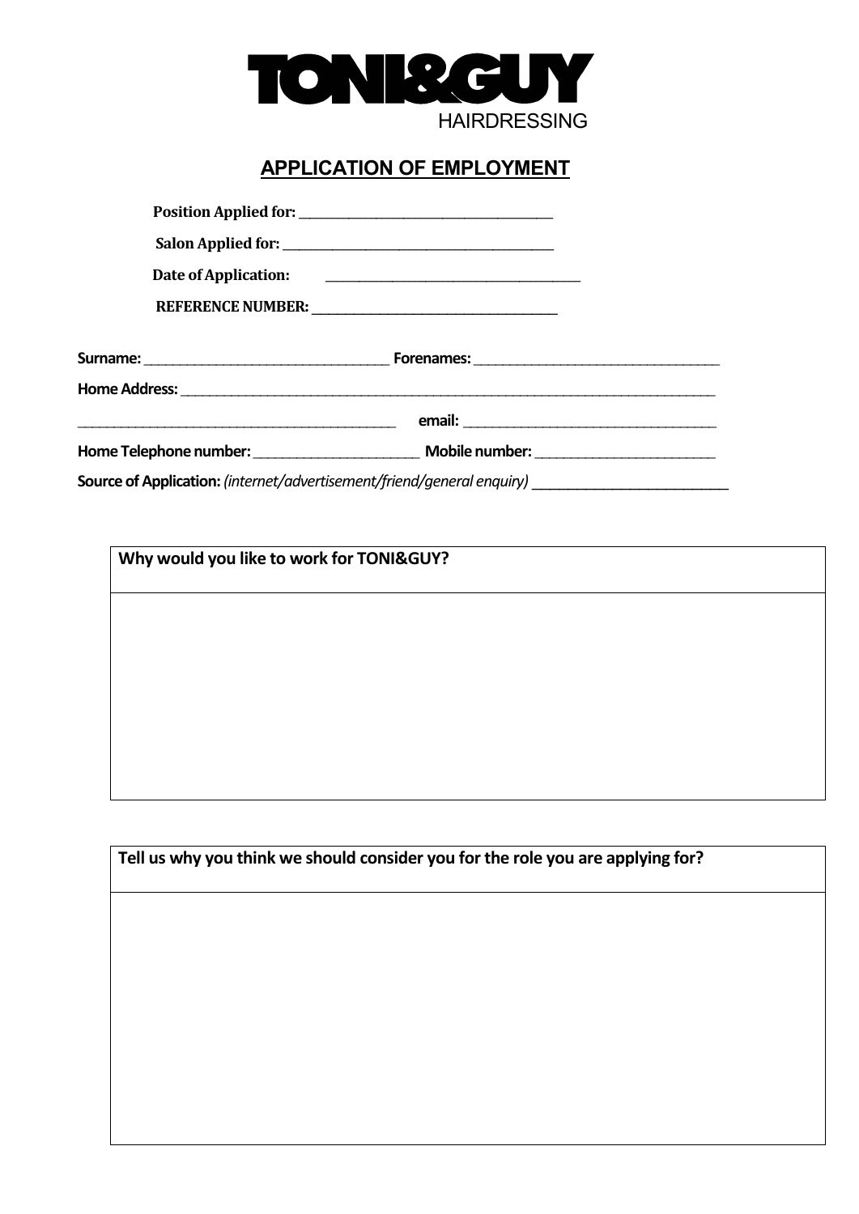# TONI&GUY

HAIRDRESSING

## APPLICATION OF EMPLOYMENT

**Position Applied for:** ______________________________

**Salon Applied for:** ______________________________

**Date of Application:** ______________________________

**REFERENCE NUMBER:** ______________________________

**Surname:** ______________________________ **Forenames:** ______________________________

**Home Address:** ____________________________________________________________

______________________________ **email:** ______________________________

**Home Telephone number:** ____________________ **Mobile number:** ____________________

**Source of Application:** *(internet/advertisement/friend/general enquiry)* ____________________

| Why would you like to work for TONI&GUY? |
| --- |
| |

| Tell us why you think we should consider you for the role you are applying for? |
| --- |
| |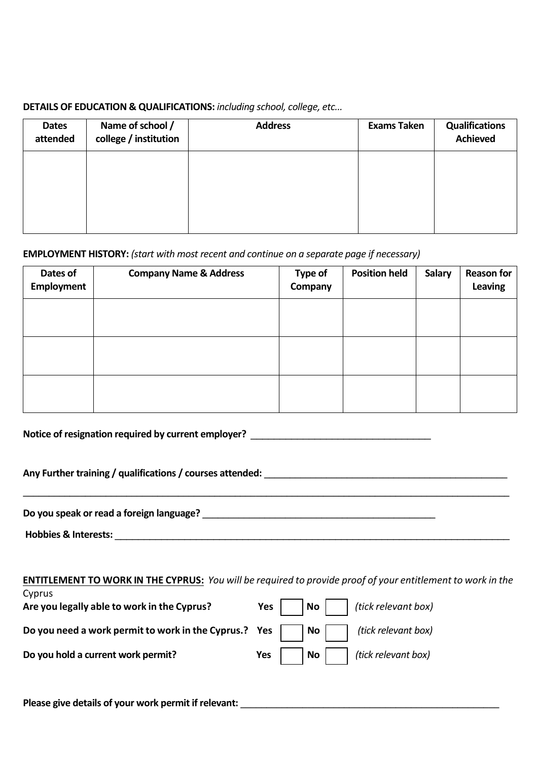**DETAILS OF EDUCATION & QUALIFICATIONS:** *including school, college, etc…*

| Dates attended | Name of school / college / institution | Address | Exams Taken | Qualifications Achieved |
| --- | --- | --- | --- | --- |
| | | | | |

**EMPLOYMENT HISTORY:** *(start with most recent and continue on a separate page if necessary)*

| Dates of Employment | Company Name & Address | Type of Company | Position held | Salary | Reason for Leaving |
| --- | --- | --- | --- | --- | --- |
| | | | | | |
| | | | | | |
| | | | | | |

**Notice of resignation required by current employer?** ___________________________________

**Any Further training / qualifications / courses attended:** ________________________________________________

_____________________________________________________________________________________________

**Do you speak or read a foreign language?** ______________________________________________

**Hobbies & Interests:** ______________________________________________________________________________

**ENTITLEMENT TO WORK IN THE CYPRUS:** *You will be required to provide proof of your entitlement to work in the* Cyprus

**Are you legally able to work in the Cyprus?** **Yes** ☐ **No** ☐ *(tick relevant box)*

**Do you need a work permit to work in the Cyprus.?** **Yes** ☐ **No** ☐ *(tick relevant box)*

**Do you hold a current work permit?** **Yes** ☐ **No** ☐ *(tick relevant box)*

**Please give details of your work permit if relevant:** ___________________________________________________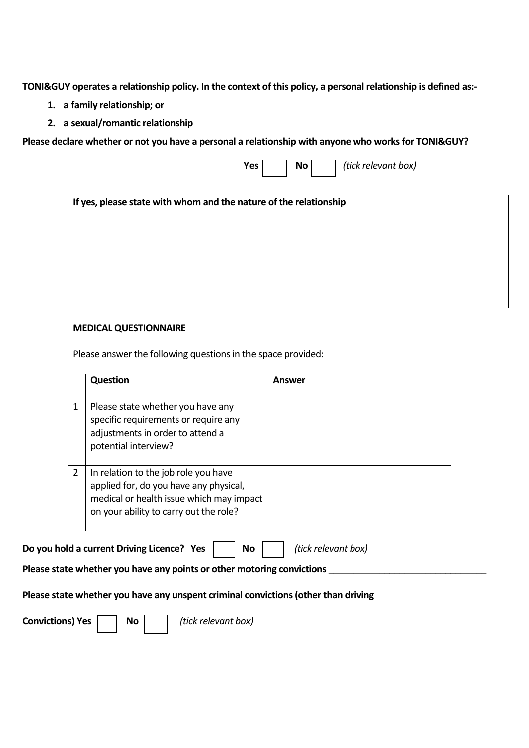**TONI&GUY operates a relationship policy. In the context of this policy, a personal relationship is defined as:-**

1. **a family relationship; or**
2. **a sexual/romantic relationship**

**Please declare whether or not you have a personal a relationship with anyone who works for TONI&GUY?**

**Yes** ☐ **No** ☐ *(tick relevant box)*

| **If yes, please state with whom and the nature of the relationship** |
|---|
| |

**MEDICAL QUESTIONNAIRE**

Please answer the following questions in the space provided:

| | **Question** | **Answer** |
|---|---|---|
| 1 | Please state whether you have any specific requirements or require any adjustments in order to attend a potential interview? | |
| 2 | In relation to the job role you have applied for, do you have any physical, medical or health issue which may impact on your ability to carry out the role? | |

**Do you hold a current Driving Licence? Yes** ☐ **No** ☐ *(tick relevant box)*

**Please state whether you have any points or other motoring convictions** ________________________________

**Please state whether you have any unspent criminal convictions (other than driving Convictions) Yes** ☐ **No** ☐ *(tick relevant box)*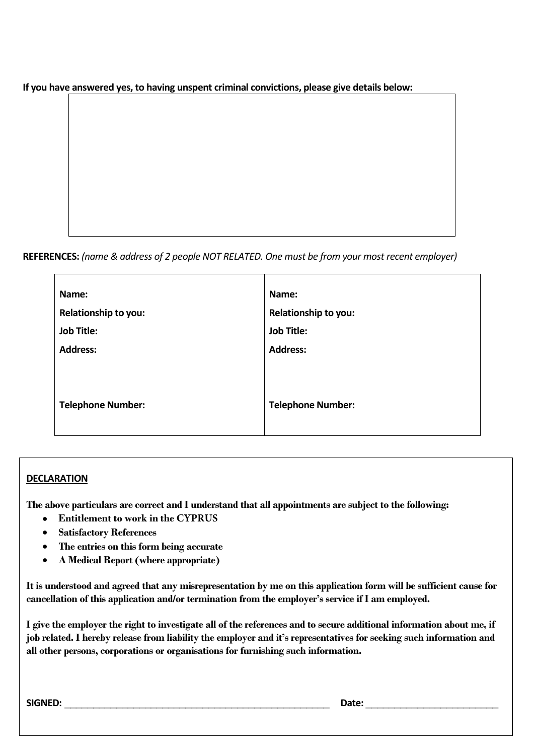**If you have answered yes, to having unspent criminal convictions, please give details below:**

| |
|---|
| |

**REFERENCES:** *(name & address of 2 people NOT RELATED. One must be from your most recent employer)*

| | |
|---|---|
| **Name:** | **Name:** |
| **Relationship to you:** | **Relationship to you:** |
| **Job Title:** | **Job Title:** |
| **Address:** | **Address:** |
| **Telephone Number:** | **Telephone Number:** |

**DECLARATION**

**The above particulars are correct and I understand that all appointments are subject to the following:**

- **Entitlement to work in the CYPRUS**
- **Satisfactory References**
- **The entries on this form being accurate**
- **A Medical Report (where appropriate)**

**It is understood and agreed that any misrepresentation by me on this application form will be sufficient cause for cancellation of this application and/or termination from the employer's service if I am employed.**

**I give the employer the right to investigate all of the references and to secure additional information about me, if job related. I hereby release from liability the employer and it's representatives for seeking such information and all other persons, corporations or organisations for furnishing such information.**

**SIGNED:** ______________________________________________ **Date:** ________________________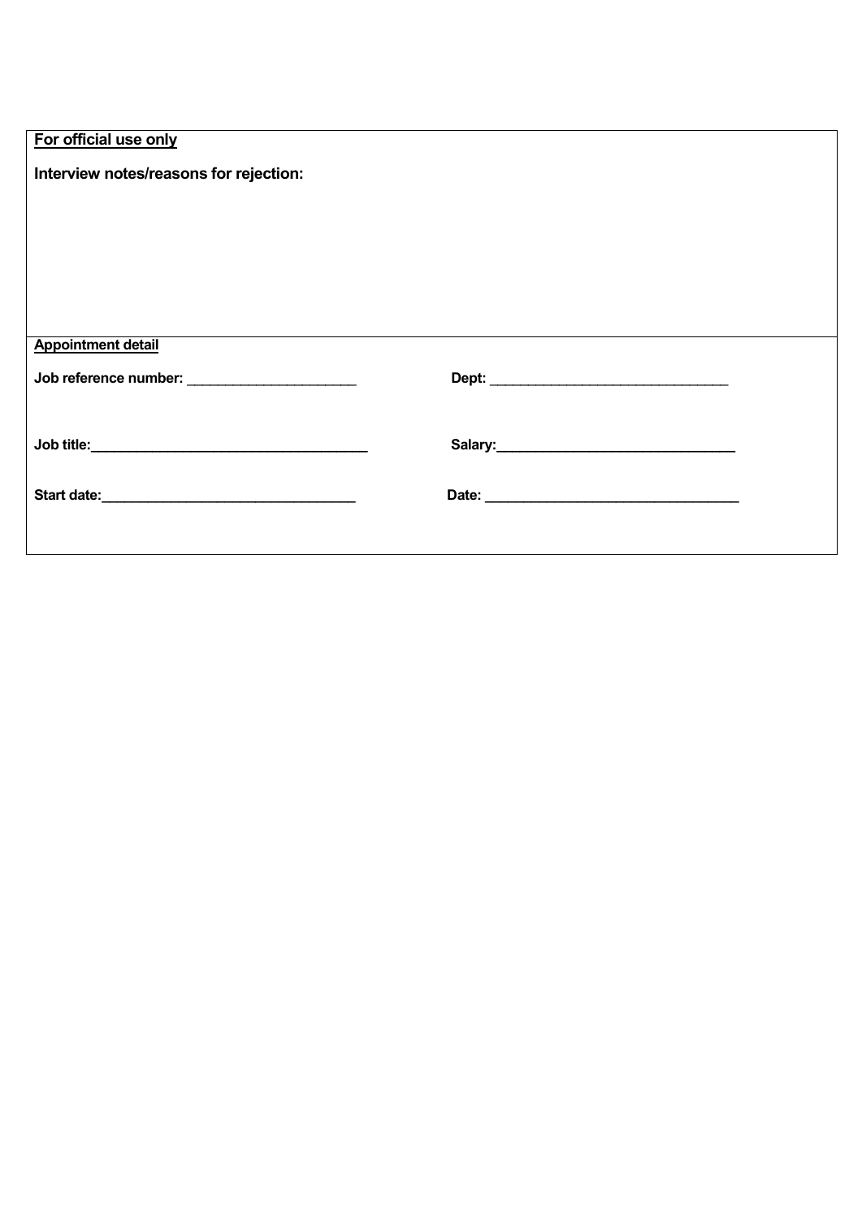**For official use only**

**Interview notes/reasons for rejection:**

**Appointment detail**

**Job reference number:** ______________________ **Dept:** ______________________________

**Job title:**___________________________________ **Salary:**______________________________

**Start date:**_________________________________ **Date:** _________________________________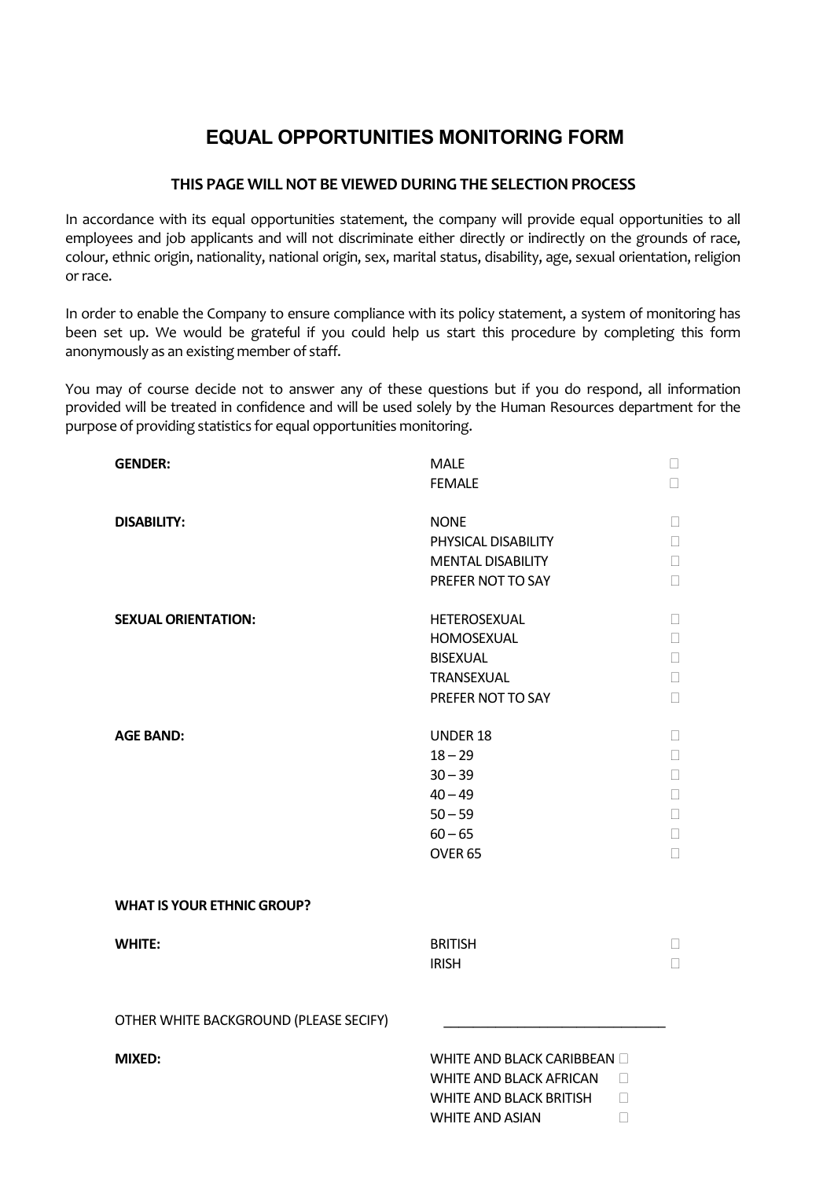# EQUAL OPPORTUNITIES MONITORING FORM

**THIS PAGE WILL NOT BE VIEWED DURING THE SELECTION PROCESS**

In accordance with its equal opportunities statement, the company will provide equal opportunities to all employees and job applicants and will not discriminate either directly or indirectly on the grounds of race, colour, ethnic origin, nationality, national origin, sex, marital status, disability, age, sexual orientation, religion or race.

In order to enable the Company to ensure compliance with its policy statement, a system of monitoring has been set up. We would be grateful if you could help us start this procedure by completing this form anonymously as an existing member of staff.

You may of course decide not to answer any of these questions but if you do respond, all information provided will be treated in confidence and will be used solely by the Human Resources department for the purpose of providing statistics for equal opportunities monitoring.

| | | |
|---|---|---|
| **GENDER:** | MALE | ☐ |
| | FEMALE | ☐ |
| **DISABILITY:** | NONE | ☐ |
| | PHYSICAL DISABILITY | ☐ |
| | MENTAL DISABILITY | ☐ |
| | PREFER NOT TO SAY | ☐ |
| **SEXUAL ORIENTATION:** | HETEROSEXUAL | ☐ |
| | HOMOSEXUAL | ☐ |
| | BISEXUAL | ☐ |
| | TRANSEXUAL | ☐ |
| | PREFER NOT TO SAY | ☐ |
| **AGE BAND:** | UNDER 18 | ☐ |
| | 18 – 29 | ☐ |
| | 30 – 39 | ☐ |
| | 40 – 49 | ☐ |
| | 50 – 59 | ☐ |
| | 60 – 65 | ☐ |
| | OVER 65 | ☐ |

**WHAT IS YOUR ETHNIC GROUP?**

| | | |
|---|---|---|
| **WHITE:** | BRITISH | ☐ |
| | IRISH | ☐ |

OTHER WHITE BACKGROUND (PLEASE SECIFY) ______________________________

| | | |
|---|---|---|
| **MIXED:** | WHITE AND BLACK CARIBBEAN | ☐ |
| | WHITE AND BLACK AFRICAN | ☐ |
| | WHITE AND BLACK BRITISH | ☐ |
| | WHITE AND ASIAN | ☐ |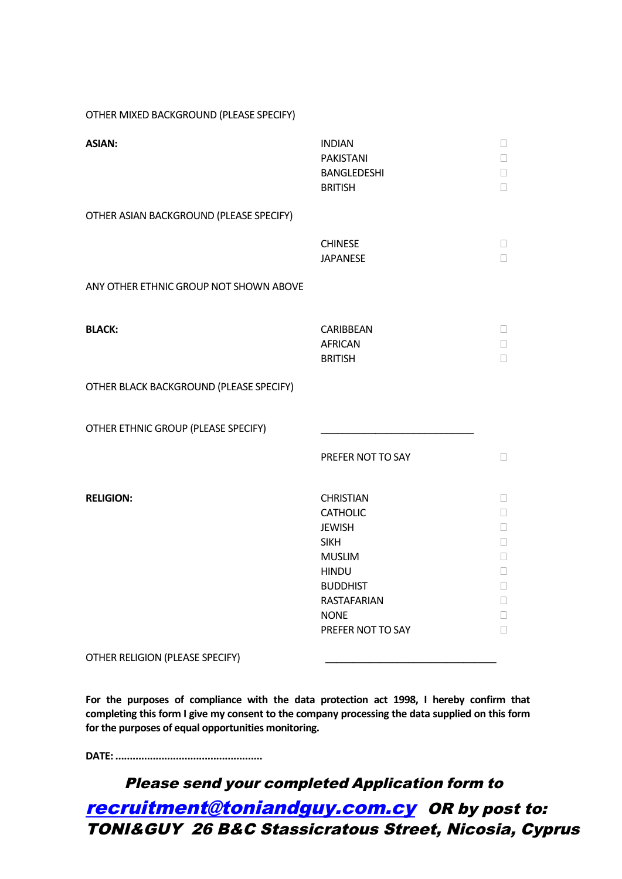OTHER MIXED BACKGROUND (PLEASE SPECIFY)

| | | |
|---|---|---|
| **ASIAN:** | INDIAN | ☐ |
| | PAKISTANI | ☐ |
| | BANGLEDESHI | ☐ |
| | BRITISH | ☐ |

OTHER ASIAN BACKGROUND (PLEASE SPECIFY)

| | | |
|---|---|---|
| | CHINESE | ☐ |
| | JAPANESE | ☐ |

ANY OTHER ETHNIC GROUP NOT SHOWN ABOVE

| | | |
|---|---|---|
| **BLACK:** | CARIBBEAN | ☐ |
| | AFRICAN | ☐ |
| | BRITISH | ☐ |

OTHER BLACK BACKGROUND (PLEASE SPECIFY)

OTHER ETHNIC GROUP (PLEASE SPECIFY) ____________________________

| | | |
|---|---|---|
| | PREFER NOT TO SAY | ☐ |

| | | |
|---|---|---|
| **RELIGION:** | CHRISTIAN | ☐ |
| | CATHOLIC | ☐ |
| | JEWISH | ☐ |
| | SIKH | ☐ |
| | MUSLIM | ☐ |
| | HINDU | ☐ |
| | BUDDHIST | ☐ |
| | RASTAFARIAN | ☐ |
| | NONE | ☐ |
| | PREFER NOT TO SAY | ☐ |

OTHER RELIGION (PLEASE SPECIFY) _______________________________

**For the purposes of compliance with the data protection act 1998, I hereby confirm that completing this form I give my consent to the company processing the data supplied on this form for the purposes of equal opportunities monitoring.**

**DATE: ...................................................**

***Please send your completed Application form to***

***recruitment@toniandguy.com.cy OR by post to: TONI&GUY 26 B&C Stassicratous Street, Nicosia, Cyprus***